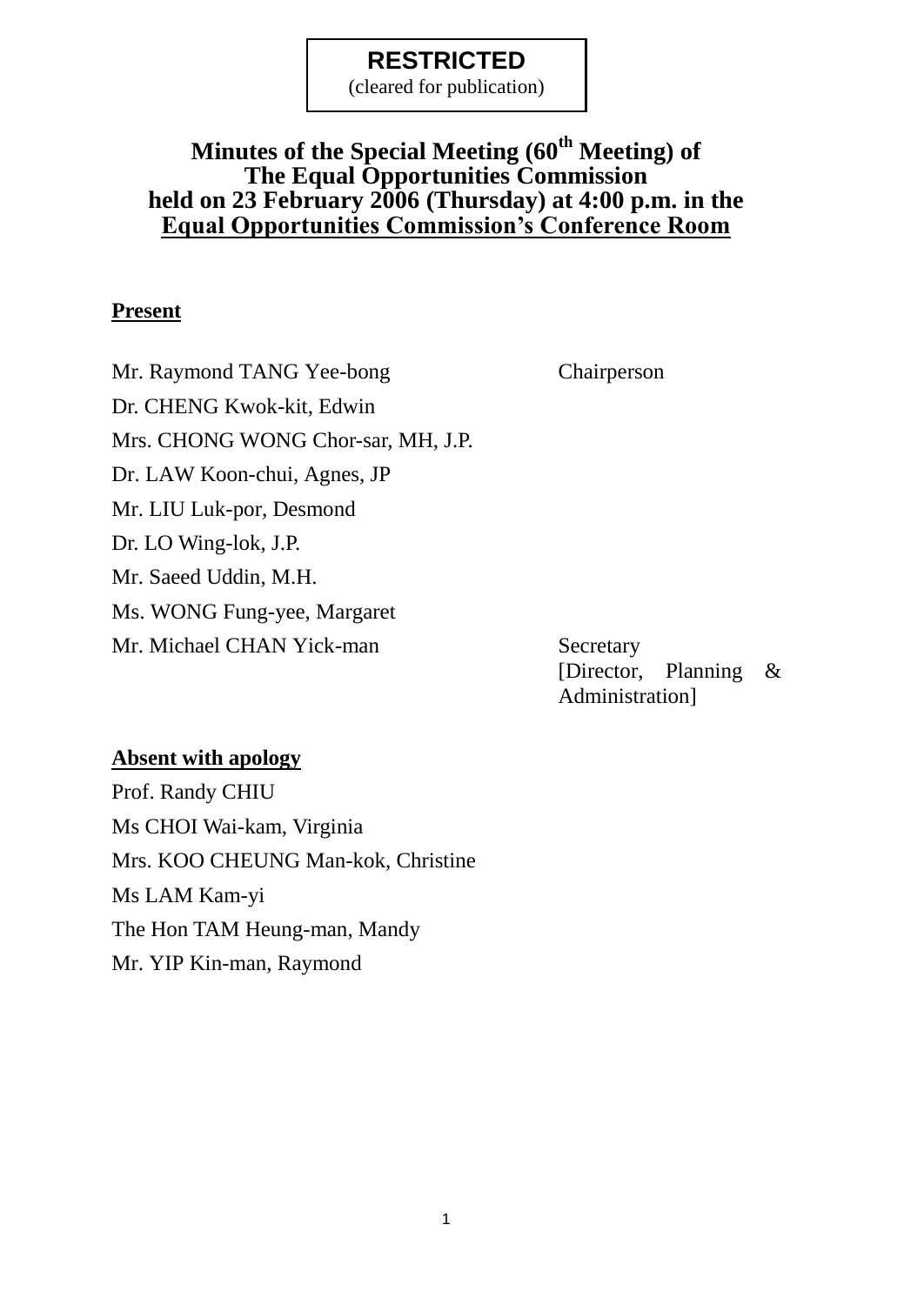**RESTRICTED**
(cleared for publication)

# Minutes of the Special Meeting (60th Meeting) of The Equal Opportunities Commission held on 23 February 2006 (Thursday) at 4:00 p.m. in the Equal Opportunities Commission's Conference Room

**Present**

| | |
|---|---|
| Mr. Raymond TANG Yee-bong | Chairperson |
| Dr. CHENG Kwok-kit, Edwin | |
| Mrs. CHONG WONG Chor-sar, MH, J.P. | |
| Dr. LAW Koon-chui, Agnes, JP | |
| Mr. LIU Luk-por, Desmond | |
| Dr. LO Wing-lok, J.P. | |
| Mr. Saeed Uddin, M.H. | |
| Ms. WONG Fung-yee, Margaret | |
| Mr. Michael CHAN Yick-man | Secretary [Director, Planning & Administration] |

**Absent with apology**

Prof. Randy CHIU
Ms CHOI Wai-kam, Virginia
Mrs. KOO CHEUNG Man-kok, Christine
Ms LAM Kam-yi
The Hon TAM Heung-man, Mandy
Mr. YIP Kin-man, Raymond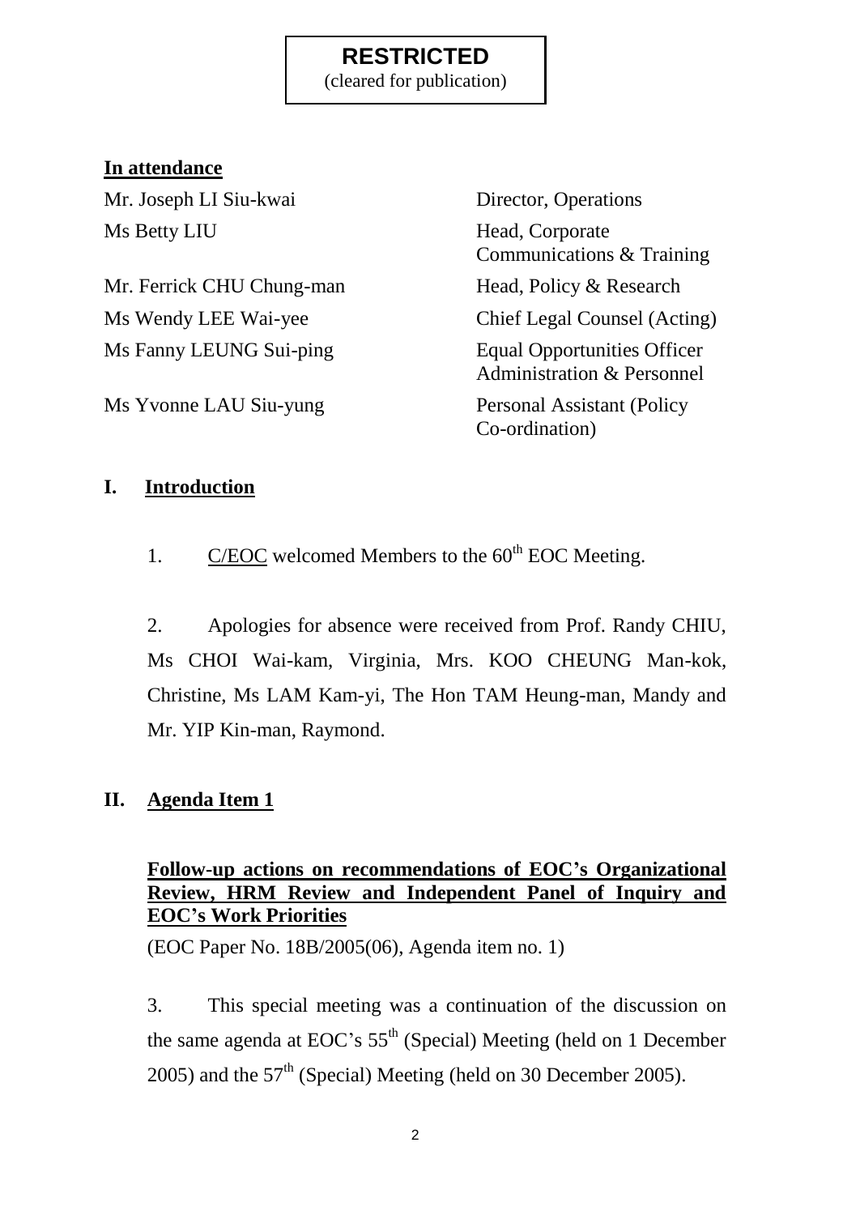**RESTRICTED**
(cleared for publication)

**In attendance**

| | |
|---|---|
| Mr. Joseph LI Siu-kwai | Director, Operations |
| Ms Betty LIU | Head, Corporate Communications & Training |
| Mr. Ferrick CHU Chung-man | Head, Policy & Research |
| Ms Wendy LEE Wai-yee | Chief Legal Counsel (Acting) |
| Ms Fanny LEUNG Sui-ping | Equal Opportunities Officer Administration & Personnel |
| Ms Yvonne LAU Siu-yung | Personal Assistant (Policy Co-ordination) |

## I. Introduction

1. C/EOC welcomed Members to the 60th EOC Meeting.

2. Apologies for absence were received from Prof. Randy CHIU, Ms CHOI Wai-kam, Virginia, Mrs. KOO CHEUNG Man-kok, Christine, Ms LAM Kam-yi, The Hon TAM Heung-man, Mandy and Mr. YIP Kin-man, Raymond.

## II. Agenda Item 1

**Follow-up actions on recommendations of EOC's Organizational Review, HRM Review and Independent Panel of Inquiry and EOC's Work Priorities**

(EOC Paper No. 18B/2005(06), Agenda item no. 1)

3. This special meeting was a continuation of the discussion on the same agenda at EOC's 55th (Special) Meeting (held on 1 December 2005) and the 57th (Special) Meeting (held on 30 December 2005).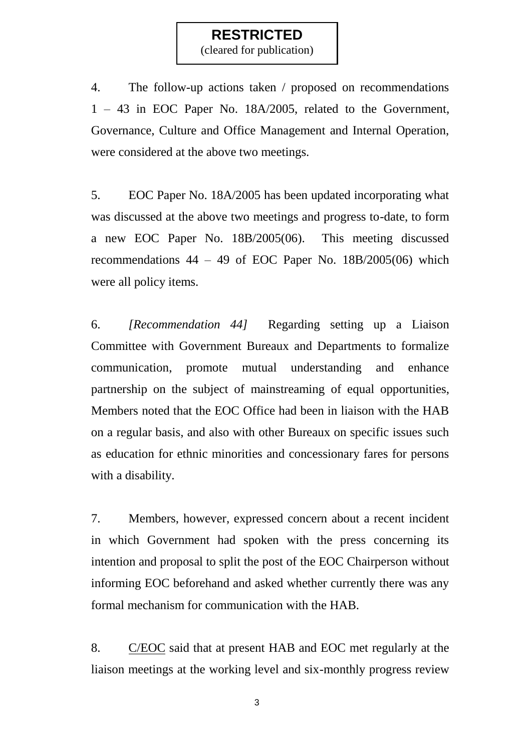**RESTRICTED**
(cleared for publication)

4. The follow-up actions taken / proposed on recommendations 1 – 43 in EOC Paper No. 18A/2005, related to the Government, Governance, Culture and Office Management and Internal Operation, were considered at the above two meetings.

5. EOC Paper No. 18A/2005 has been updated incorporating what was discussed at the above two meetings and progress to-date, to form a new EOC Paper No. 18B/2005(06). This meeting discussed recommendations 44 – 49 of EOC Paper No. 18B/2005(06) which were all policy items.

6. *[Recommendation 44]* Regarding setting up a Liaison Committee with Government Bureaux and Departments to formalize communication, promote mutual understanding and enhance partnership on the subject of mainstreaming of equal opportunities, Members noted that the EOC Office had been in liaison with the HAB on a regular basis, and also with other Bureaux on specific issues such as education for ethnic minorities and concessionary fares for persons with a disability.

7. Members, however, expressed concern about a recent incident in which Government had spoken with the press concerning its intention and proposal to split the post of the EOC Chairperson without informing EOC beforehand and asked whether currently there was any formal mechanism for communication with the HAB.

8. <u>C/EOC</u> said that at present HAB and EOC met regularly at the liaison meetings at the working level and six-monthly progress review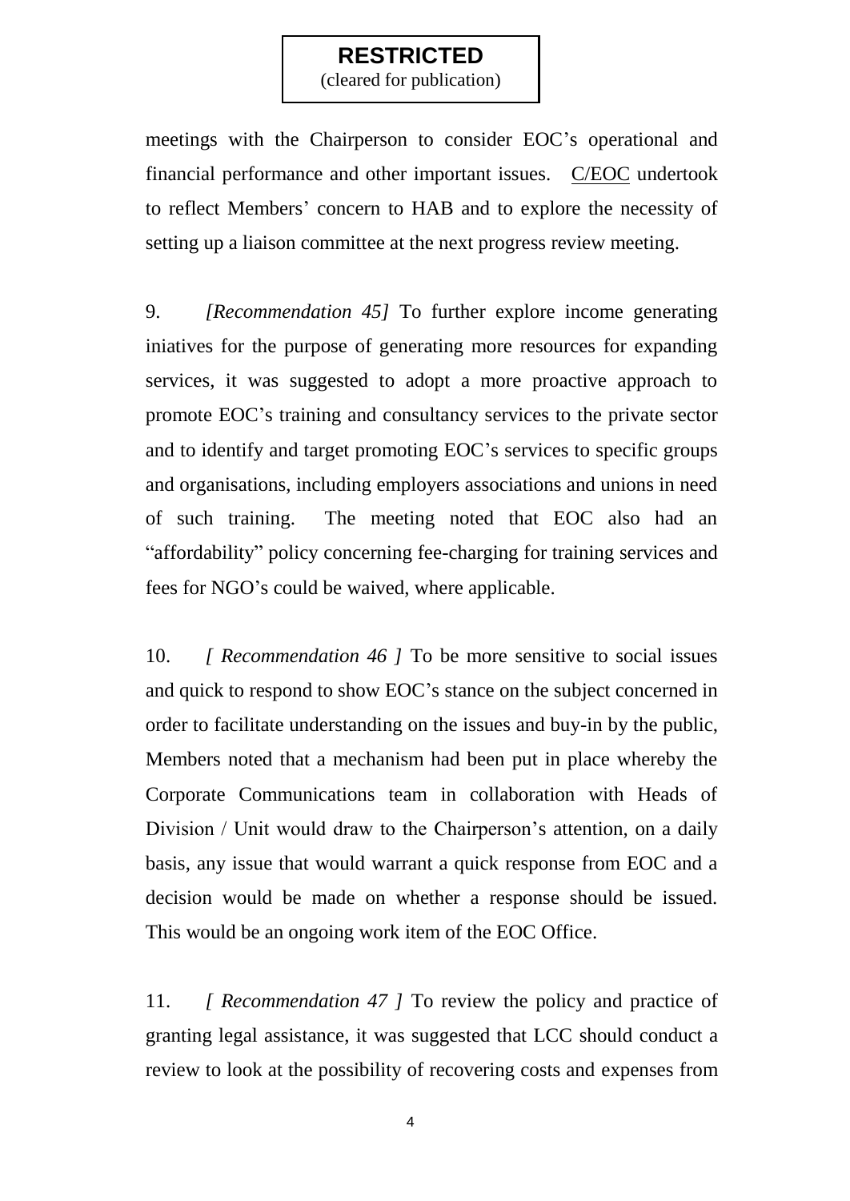meetings with the Chairperson to consider EOC's operational and financial performance and other important issues. <u>C/EOC</u> undertook to reflect Members' concern to HAB and to explore the necessity of setting up a liaison committee at the next progress review meeting.

9. *[Recommendation 45]* To further explore income generating iniatives for the purpose of generating more resources for expanding services, it was suggested to adopt a more proactive approach to promote EOC's training and consultancy services to the private sector and to identify and target promoting EOC's services to specific groups and organisations, including employers associations and unions in need of such training. The meeting noted that EOC also had an "affordability" policy concerning fee-charging for training services and fees for NGO's could be waived, where applicable.

10. *[ Recommendation 46 ]* To be more sensitive to social issues and quick to respond to show EOC's stance on the subject concerned in order to facilitate understanding on the issues and buy-in by the public, Members noted that a mechanism had been put in place whereby the Corporate Communications team in collaboration with Heads of Division / Unit would draw to the Chairperson's attention, on a daily basis, any issue that would warrant a quick response from EOC and a decision would be made on whether a response should be issued. This would be an ongoing work item of the EOC Office.

11. *[ Recommendation 47 ]* To review the policy and practice of granting legal assistance, it was suggested that LCC should conduct a review to look at the possibility of recovering costs and expenses from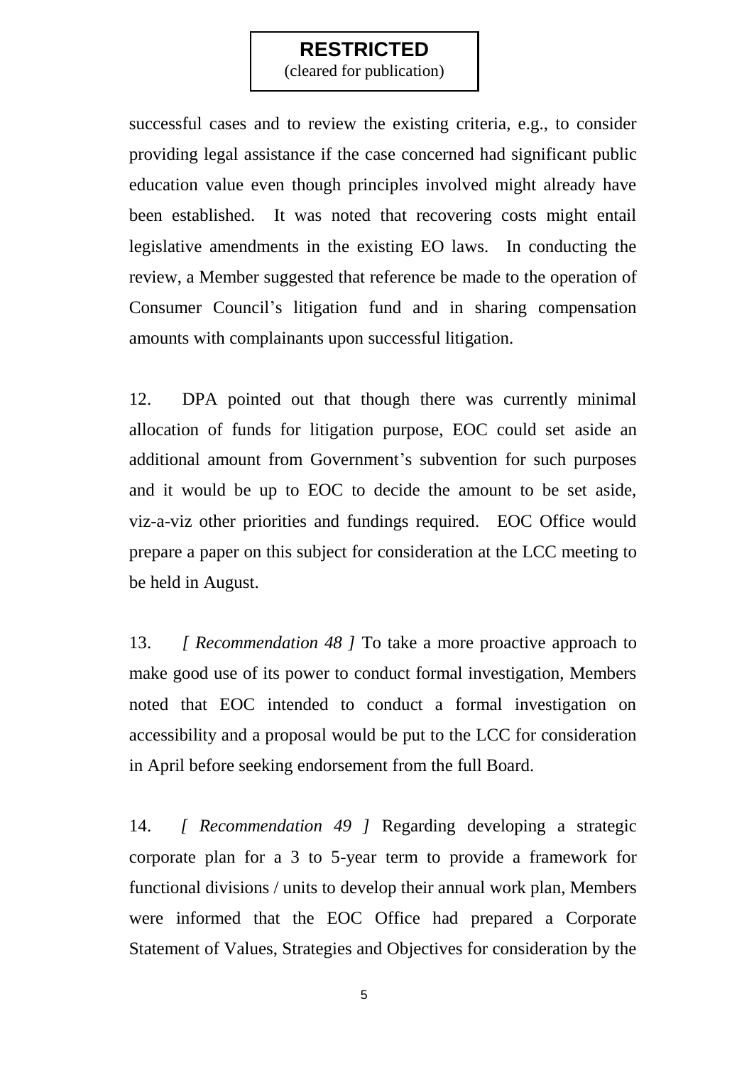successful cases and to review the existing criteria, e.g., to consider providing legal assistance if the case concerned had significant public education value even though principles involved might already have been established. It was noted that recovering costs might entail legislative amendments in the existing EO laws. In conducting the review, a Member suggested that reference be made to the operation of Consumer Council's litigation fund and in sharing compensation amounts with complainants upon successful litigation.

12. DPA pointed out that though there was currently minimal allocation of funds for litigation purpose, EOC could set aside an additional amount from Government's subvention for such purposes and it would be up to EOC to decide the amount to be set aside, viz-a-viz other priorities and fundings required. EOC Office would prepare a paper on this subject for consideration at the LCC meeting to be held in August.

13. *[ Recommendation 48 ]* To take a more proactive approach to make good use of its power to conduct formal investigation, Members noted that EOC intended to conduct a formal investigation on accessibility and a proposal would be put to the LCC for consideration in April before seeking endorsement from the full Board.

14. *[ Recommendation 49 ]* Regarding developing a strategic corporate plan for a 3 to 5-year term to provide a framework for functional divisions / units to develop their annual work plan, Members were informed that the EOC Office had prepared a Corporate Statement of Values, Strategies and Objectives for consideration by the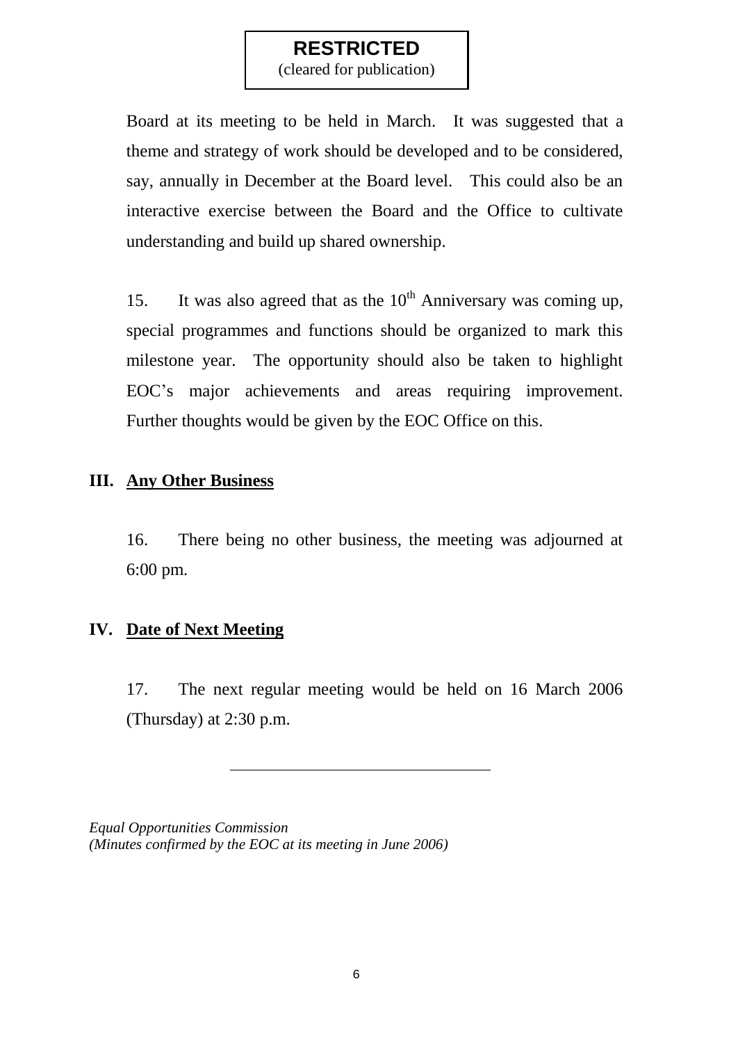**RESTRICTED**
(cleared for publication)

Board at its meeting to be held in March. It was suggested that a theme and strategy of work should be developed and to be considered, say, annually in December at the Board level. This could also be an interactive exercise between the Board and the Office to cultivate understanding and build up shared ownership.

15. It was also agreed that as the 10th Anniversary was coming up, special programmes and functions should be organized to mark this milestone year. The opportunity should also be taken to highlight EOC's major achievements and areas requiring improvement. Further thoughts would be given by the EOC Office on this.

## III. Any Other Business

16. There being no other business, the meeting was adjourned at 6:00 pm.

## IV. Date of Next Meeting

17. The next regular meeting would be held on 16 March 2006 (Thursday) at 2:30 p.m.

---

*Equal Opportunities Commission*
*(Minutes confirmed by the EOC at its meeting in June 2006)*